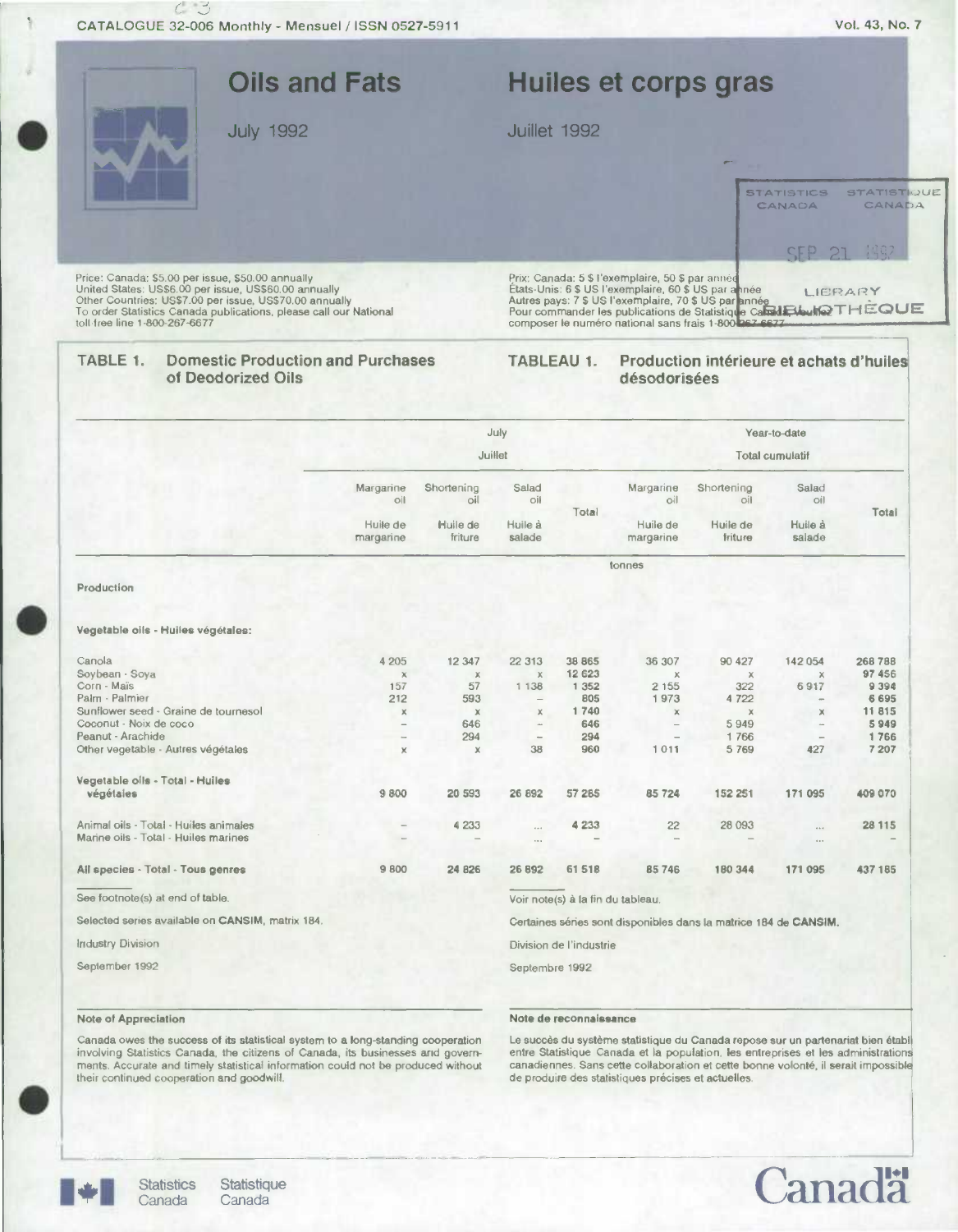CATALOGUE 32-006 Monthly - Mensuel / ISSN 0527-5911

Vol. 43, No. 7

# Oils and Fats

# Huiles et corps gras

July 1992

Juillet 1992

Price: Canada: $5.00 per issue, $50.00 annually
United States: US$6.00 per issue, US$60.00 annually
Other Countries: US$7.00 per issue, US$70.00 annually
To order Statistics Canada publications, please call our National toll-free line 1-800-267-6677

Prix: Canada: 5 $ l'exemplaire, 50 $ par année
États-Unis: 6 $ US l'exemplaire, 60 $ US par année
Autres pays: 7 $ US l'exemplaire, 70 $ US par année
Pour commander les publications de Statistique Canada, veuillez composer le numéro national sans frais 1-800-267-6677

## TABLE 1. Domestic Production and Purchases of Deodorized Oils

## TABLEAU 1. Production intérieure et achats d'huiles désodorisées

| | July / Juillet | | | | Year-to-date / Total cumulatif | | | |
|---|---|---|---|---|---|---|---|---|
| | Margarine oil / Huile de margarine | Shortening oil / Huile de friture | Salad oil / Huile à salade | Total | Margarine oil / Huile de margarine | Shortening oil / Huile de friture | Salad oil / Huile à salade | Total |
| | tonnes | | | | | | | |
| **Production** | | | | | | | | |
| **Vegetable oils - Huiles végétales:** | | | | | | | | |
| Canola | 4 205 | 12 347 | 22 313 | 38 865 | 36 307 | 90 427 | 142 054 | 268 788 |
| Soybean - Soya | x | x | x | 12 623 | x | x | x | 97 456 |
| Corn - Maïs | 157 | 57 | 1 138 | 1 352 | 2 155 | 322 | 6 917 | 9 394 |
| Palm - Palmier | 212 | 593 | – | 805 | 1 973 | 4 722 | – | 6 695 |
| Sunflower seed - Graine de tournesol | x | x | x | 1 740 | x | x | x | 11 815 |
| Coconut - Noix de coco | – | 646 | – | 646 | – | 5 949 | – | 5 949 |
| Peanut - Arachide | – | 294 | – | 294 | – | 1 766 | – | 1 766 |
| Other vegetable - Autres végétales | x | x | 38 | 960 | 1 011 | 5 769 | 427 | 7 207 |
| **Vegetable oils - Total - Huiles végétales** | 9 800 | 20 593 | 26 892 | 57 265 | 85 724 | 152 251 | 171 095 | 409 070 |
| Animal oils - Total - Huiles animales | – | 4 233 | ... | 4 233 | 22 | 28 093 | ... | 28 115 |
| Marine oils - Total - Huiles marines | – | – | ... | – | – | – | ... | – |
| **All species - Total - Tous genres** | 9 800 | 24 826 | 26 892 | 61 518 | 85 746 | 180 344 | 171 095 | 437 185 |

See footnote(s) at end of table.

Voir note(s) à la fin du tableau.

Selected series available on **CANSIM**, matrix 184.

Certaines séries sont disponibles dans la matrice 184 de **CANSIM**.

Industry Division

Division de l'industrie

September 1992

Septembre 1992

**Note of Appreciation**

Canada owes the success of its statistical system to a long-standing cooperation involving Statistics Canada, the citizens of Canada, its businesses and governments. Accurate and timely statistical information could not be produced without their continued cooperation and goodwill.

**Note de reconnaissance**

Le succès du système statistique du Canada repose sur un partenariat bien établi entre Statistique Canada et la population, les entreprises et les administrations canadiennes. Sans cette collaboration et cette bonne volonté, il serait impossible de produire des statistiques précises et actuelles.

Statistics Canada / Statistique Canada

Canada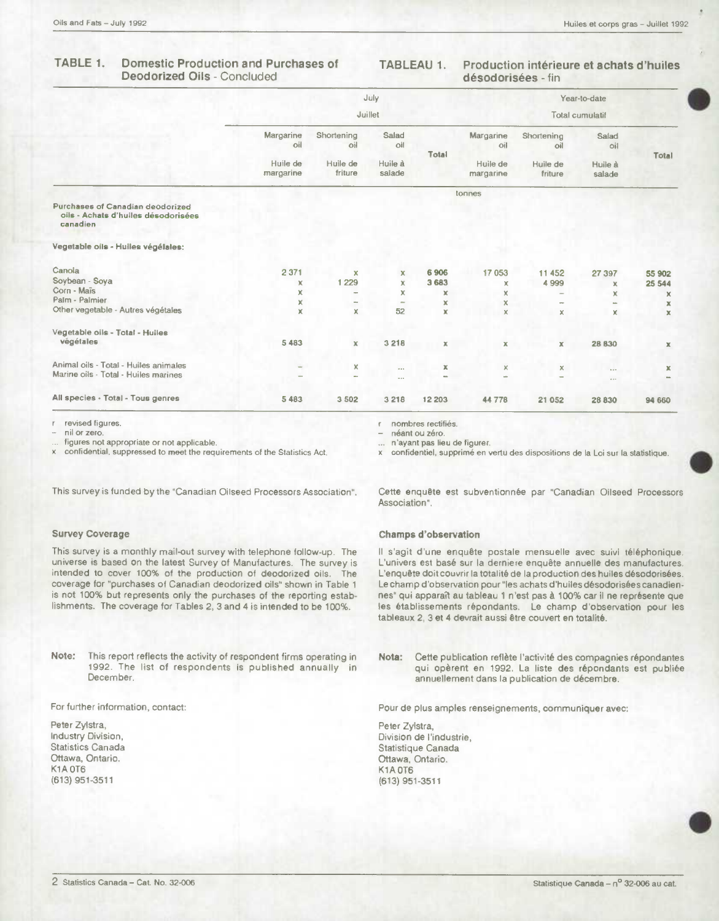## TABLE 1. Domestic Production and Purchases of Deodorized Oils - Concluded

## TABLEAU 1. Production intérieure et achats d'huiles désodorisées - fin

| | July - Juillet | | | | Year-to-date - Total cumulatif | | | |
|---|---|---|---|---|---|---|---|---|
| | Margarine oil - Huile de margarine | Shortening oil - Huile de friture | Salad oil - Huile à salade | Total | Margarine oil - Huile de margarine | Shortening oil - Huile de friture | Salad oil - Huile à salade | Total |
| | tonnes | | | | | | | |
| **Purchases of Canadian deodorized oils - Achats d'huiles désodorisées canadien** | | | | | | | | |
| **Vegetable oils - Huiles végétales:** | | | | | | | | |
| Canola | 2 371 | x | x | **6 906** | 17 053 | 11 452 | 27 397 | **55 902** |
| Soybean - Soya | x | 1 229 | x | **3 683** | x | 4 999 | x | **25 544** |
| Corn - Maïs | x | – | x | x | x | – | x | x |
| Palm - Palmier | x | – | – | x | x | – | – | x |
| Other vegetable - Autres végétales | x | x | 52 | x | x | x | x | x |
| Vegetable oils - Total - Huiles végétales | 5 483 | x | 3 218 | x | x | x | 28 830 | x |
| Animal oils - Total - Huiles animales | – | x | ... | x | x | x | ... | x |
| Marine oils - Total - Huiles marines | – | – | ... | – | – | – | ... | – |
| **All species - Total - Tous genres** | 5 483 | 3 502 | 3 218 | 12 203 | 44 778 | 21 052 | 28 830 | 94 660 |

r revised figures.
– nil or zero.
... figures not appropriate or not applicable.
x confidential, suppressed to meet the requirements of the Statistics Act.

r nombres rectifiés.
– néant ou zéro.
... n'ayant pas lieu de figurer.
x confidentiel, supprimé en vertu des dispositions de la Loi sur la statistique.

This survey is funded by the "Canadian Oilseed Processors Association".

Cette enquête est subventionnée par "Canadian Oilseed Processors Association".

### Survey Coverage

This survey is a monthly mail-out survey with telephone follow-up. The universe is based on the latest Survey of Manufactures. The survey is intended to cover 100% of the production of deodorized oils. The coverage for "purchases of Canadian deodorized oils" shown in Table 1 is not 100% but represents only the purchases of the reporting establishments. The coverage for Tables 2, 3 and 4 is intended to be 100%.

### Champs d'observation

Il s'agit d'une enquête postale mensuelle avec suivi téléphonique. L'univers est basé sur la derniere enquête annuelle des manufactures. L'enquête doit couvrir la totalité de la production des huiles désodorisées. Le champ d'observation pour "les achats d'huiles désodorisées canadiennes" qui apparaît au tableau 1 n'est pas à 100% car il ne représente que les établissements répondants. Le champ d'observation pour les tableaux 2, 3 et 4 devrait aussi être couvert en totalité.

**Note:** This report reflects the activity of respondent firms operating in 1992. The list of respondents is published annually in December.

**Nota:** Cette publication reflète l'activité des compagnies répondantes qui opèrent en 1992. La liste des répondants est publiée annuellement dans la publication de décembre.

For further information, contact:

Peter Zylstra,
Industry Division,
Statistics Canada
Ottawa, Ontario.
K1A 0T6
(613) 951-3511

Pour de plus amples renseignements, communiquer avec:

Peter Zylstra,
Division de l'industrie,
Statistique Canada
Ottawa, Ontario.
K1A 0T6
(613) 951-3511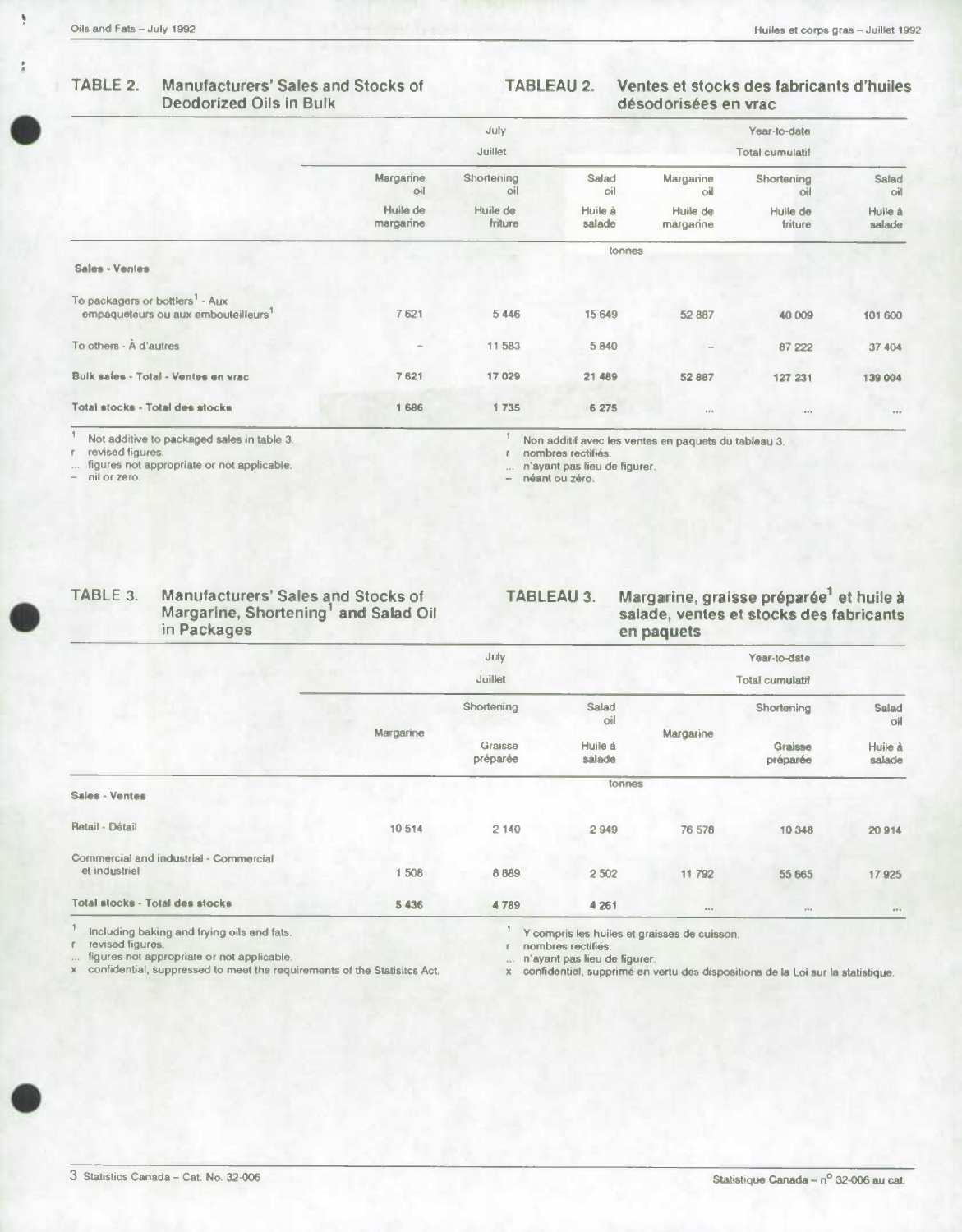## TABLE 2. Manufacturers' Sales and Stocks of Deodorized Oils in Bulk

## TABLEAU 2. Ventes et stocks des fabricants d'huiles désodorisées en vrac

| | July / Juillet | | | Year-to-date / Total cumulatif | | |
|---|---|---|---|---|---|---|
| | Margarine oil / Huile de margarine | Shortening oil / Huile de friture | Salad oil / Huile à salade | Margarine oil / Huile de margarine | Shortening oil / Huile de friture | Salad oil / Huile à salade |
| | tonnes | | | | | |
| **Sales - Ventes** | | | | | | |
| To packagers or bottlers[1] - Aux empaqueteurs ou aux embouteilleurs[1] | 7 621 | 5 446 | 15 649 | 52 887 | 40 009 | 101 600 |
| To others - À d'autres | – | 11 583 | 5 840 | – | 87 222 | 37 404 |
| **Bulk sales - Total - Ventes en vrac** | **7 621** | **17 029** | **21 489** | **52 887** | **127 231** | **139 004** |
| **Total stocks - Total des stocks** | **1 686** | **1 735** | **6 275** | ... | ... | ... |

1 Not additive to packaged sales in table 3.
r revised figures.
... figures not appropriate or not applicable.
– nil or zero.

1 Non additif avec les ventes en paquets du tableau 3.
r nombres rectifiés.
... n'ayant pas lieu de figurer.
– néant ou zéro.

## TABLE 3. Manufacturers' Sales and Stocks of Margarine, Shortening[1] and Salad Oil in Packages

## TABLEAU 3. Margarine, graisse préparée[1] et huile à salade, ventes et stocks des fabricants en paquets

| | July / Juillet | | | Year-to-date / Total cumulatif | | |
|---|---|---|---|---|---|---|
| | Margarine | Shortening / Graisse préparée | Salad oil / Huile à salade | Margarine | Shortening / Graisse préparée | Salad oil / Huile à salade |
| | tonnes | | | | | |
| **Sales - Ventes** | | | | | | |
| Retail - Détail | 10 514 | 2 140 | 2 949 | 76 578 | 10 348 | 20 914 |
| Commercial and industrial - Commercial et industriel | 1 508 | 8 889 | 2 502 | 11 792 | 55 665 | 17 925 |
| **Total stocks - Total des stocks** | **5 436** | **4 789** | **4 261** | ... | ... | ... |

1 Including baking and frying oils and fats.
r revised figures.
... figures not appropriate or not applicable.
x confidential, suppressed to meet the requirements of the Statisitcs Act.

1 Y compris les huiles et graisses de cuisson.
r nombres rectifiés.
... n'ayant pas lieu de figurer.
x confidentiel, supprimé en vertu des dispositions de la Loi sur la statistique.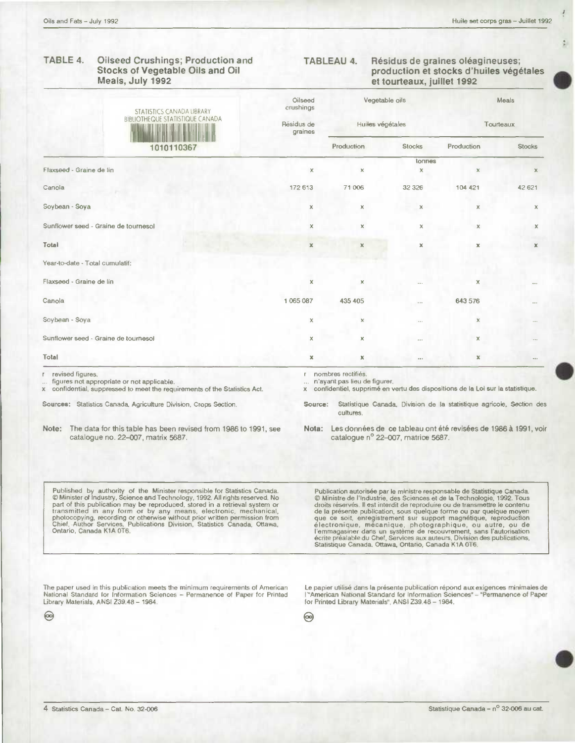## TABLE 4. Oilseed Crushings; Production and Stocks of Vegetable Oils and Oil Meals, July 1992

## TABLEAU 4. Résidus de graines oléagineuses; production et stocks d'huiles végétales et tourteaux, juillet 1992

STATISTICS CANADA LIBRARY
BIBLIOTHEQUE STATISTIQUE CANADA
1010110367

| | Oilseed crushings / Résidus de graines | Vegetable oils / Huiles végétales | | Meals / Tourteaux | |
|---|---|---|---|---|---|
| | | Production | Stocks | Production | Stocks |
| | tonnes | | | | |
| Flaxseed - Graine de lin | x | x | x | x | x |
| Canola | 172 613 | 71 006 | 32 326 | 104 421 | 42 621 |
| Soybean - Soya | x | x | x | x | x |
| Sunflower seed - Graine de tournesol | x | x | x | x | x |
| **Total** | x | x | x | x | x |
| Year-to-date - Total cumulatif: | | | | | |
| Flaxseed - Graine de lin | x | x | ... | x | ... |
| Canola | 1 065 087 | 435 405 | ... | 643 576 | ... |
| Soybean - Soya | x | x | ... | x | ... |
| Sunflower seed - Graine de tournesol | x | x | ... | x | ... |
| Total | x | x | ... | x | ... |

r revised figures.
... figures not appropriate or not applicable.
x confidential, suppressed to meet the requirements of the Statistics Act.

r nombres rectifiés.
... n'ayant pas lieu de figurer.
x confidentiel, supprimé en vertu des dispositions de la Loi sur la statistique.

**Sources:** Statistics Canada, Agriculture Division, Crops Section.

**Source:** Statistique Canada, Division de la statistique agricole, Section des cultures.

**Note:** The data for this table has been revised from 1986 to 1991, see catalogue no. 22-007, matrix 5687.

**Nota:** Les données de ce tableau ont été revisées de 1986 à 1991, voir catalogue n° 22-007, matrice 5687.

Published by authority of the Minister responsible for Statistics Canada. © Minister of Industry, Science and Technology, 1992. All rights reserved. No part of this publication may be reproduced, stored in a retrieval system or transmitted in any form or by any means, electronic, mechanical, photocopying, recording or otherwise without prior written permission from Chief, Author Services, Publications Division, Statistics Canada, Ottawa, Ontario, Canada K1A 0T6.

Publication autorisée par le ministre responsable de Statistique Canada. © Ministre de l'Industrie, des Sciences et de la Technologie, 1992. Tous droits réservés. Il est interdit de reproduire ou de transmettre le contenu de la présente publication, sous quelque forme ou par quelque moyen que ce soit, enregistrement sur support magnétique, reproduction électronique, mécanique, photographique, ou autre, ou de l'emmagasiner dans un système de recouvrement, sans l'autorisation écrite préalable du Chef, Services aux auteurs, Division des publications, Statistique Canada, Ottawa, Ontario, Canada K1A 0T6.

The paper used in this publication meets the minimum requirements of American National Standard for Information Sciences – Permanence of Paper for Printed Library Materials, ANSI Z39.48 – 1984.

Le papier utilisé dans la présente publication répond aux exigences minimales de l'"American National Standard for Information Sciences" – "Permanence of Paper for Printed Library Materials", ANSI Z39.48 – 1984.